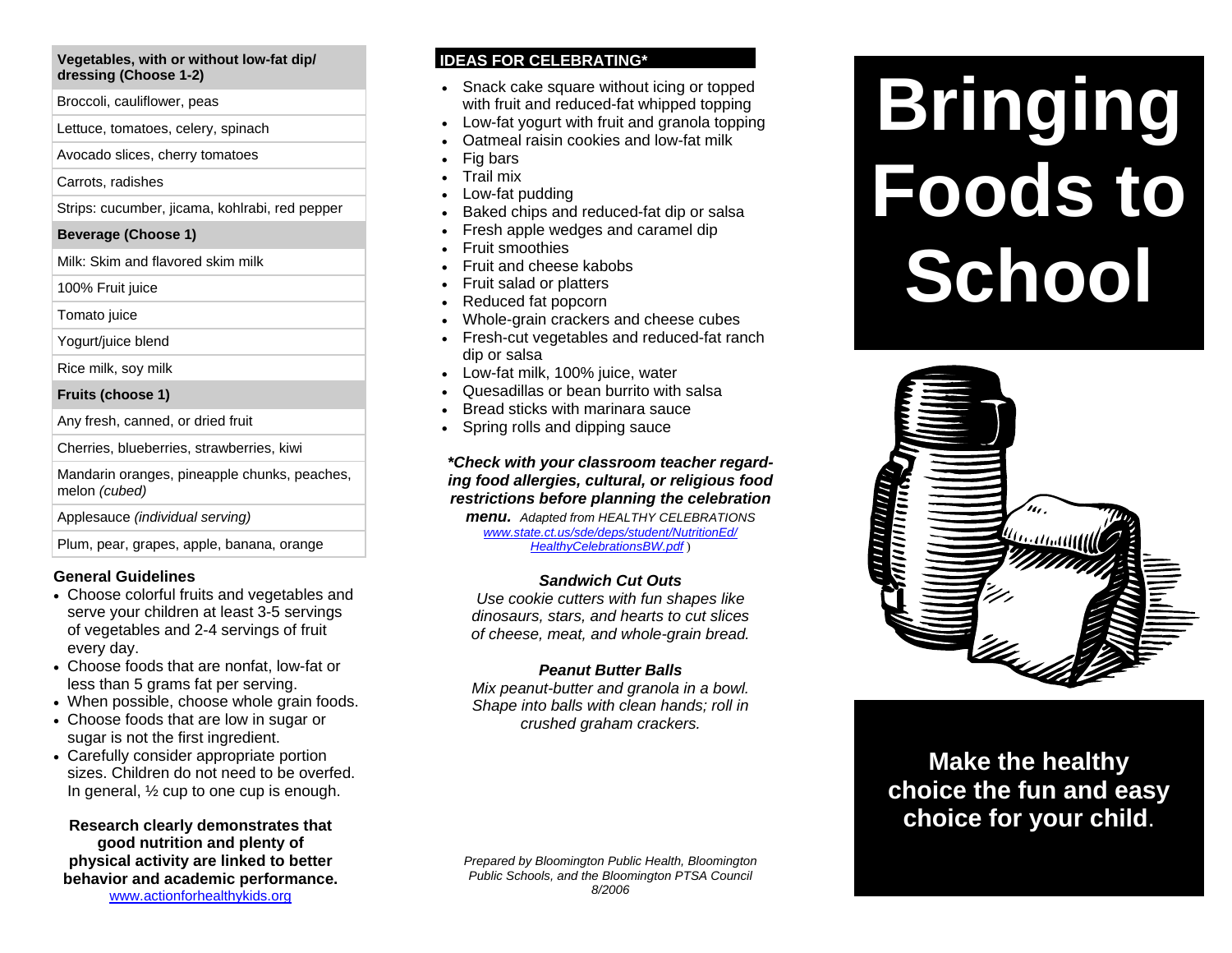| Vegetables, with or without low-fat dip/ dressing (Choose 1-2) |
|---|
| Broccoli, cauliflower, peas |
| Lettuce, tomatoes, celery, spinach |
| Avocado slices, cherry tomatoes |
| Carrots, radishes |
| Strips: cucumber, jicama, kohlrabi, red pepper |
| **Beverage (Choose 1)** |
| Milk: Skim and flavored skim milk |
| 100% Fruit juice |
| Tomato juice |
| Yogurt/juice blend |
| Rice milk, soy milk |
| **Fruits (choose 1)** |
| Any fresh, canned, or dried fruit |
| Cherries, blueberries, strawberries, kiwi |
| Mandarin oranges, pineapple chunks, peaches, melon *(cubed)* |
| Applesauce *(individual serving)* |
| Plum, pear, grapes, apple, banana, orange |

### General Guidelines

- Choose colorful fruits and vegetables and serve your children at least 3-5 servings of vegetables and 2-4 servings of fruit every day.
- Choose foods that are nonfat, low-fat or less than 5 grams fat per serving.
- When possible, choose whole grain foods.
- Choose foods that are low in sugar or sugar is not the first ingredient.
- Carefully consider appropriate portion sizes. Children do not need to be overfed. In general, ½ cup to one cup is enough.

**Research clearly demonstrates that good nutrition and plenty of physical activity are linked to better behavior and academic performance.**
www.actionforhealthykids.org

### IDEAS FOR CELEBRATING*

- Snack cake square without icing or topped with fruit and reduced-fat whipped topping
- Low-fat yogurt with fruit and granola topping
- Oatmeal raisin cookies and low-fat milk
- Fig bars
- Trail mix
- Low-fat pudding
- Baked chips and reduced-fat dip or salsa
- Fresh apple wedges and caramel dip
- Fruit smoothies
- Fruit and cheese kabobs
- Fruit salad or platters
- Reduced fat popcorn
- Whole-grain crackers and cheese cubes
- Fresh-cut vegetables and reduced-fat ranch dip or salsa
- Low-fat milk, 100% juice, water
- Quesadillas or bean burrito with salsa
- Bread sticks with marinara sauce
- Spring rolls and dipping sauce

***\*Check with your classroom teacher regarding food allergies, cultural, or religious food restrictions before planning the celebration menu.*** *Adapted from HEALTHY CELEBRATIONS www.state.ct.us/sde/deps/student/NutritionEd/HealthyCelebrationsBW.pdf )*

***Sandwich Cut Outs***

*Use cookie cutters with fun shapes like dinosaurs, stars, and hearts to cut slices of cheese, meat, and whole-grain bread.*

***Peanut Butter Balls***

*Mix peanut-butter and granola in a bowl. Shape into balls with clean hands; roll in crushed graham crackers.*

*Prepared by Bloomington Public Health, Bloomington Public Schools, and the Bloomington PTSA Council 8/2006*

# Bringing Foods to School

**Make the healthy choice the fun and easy choice for your child.**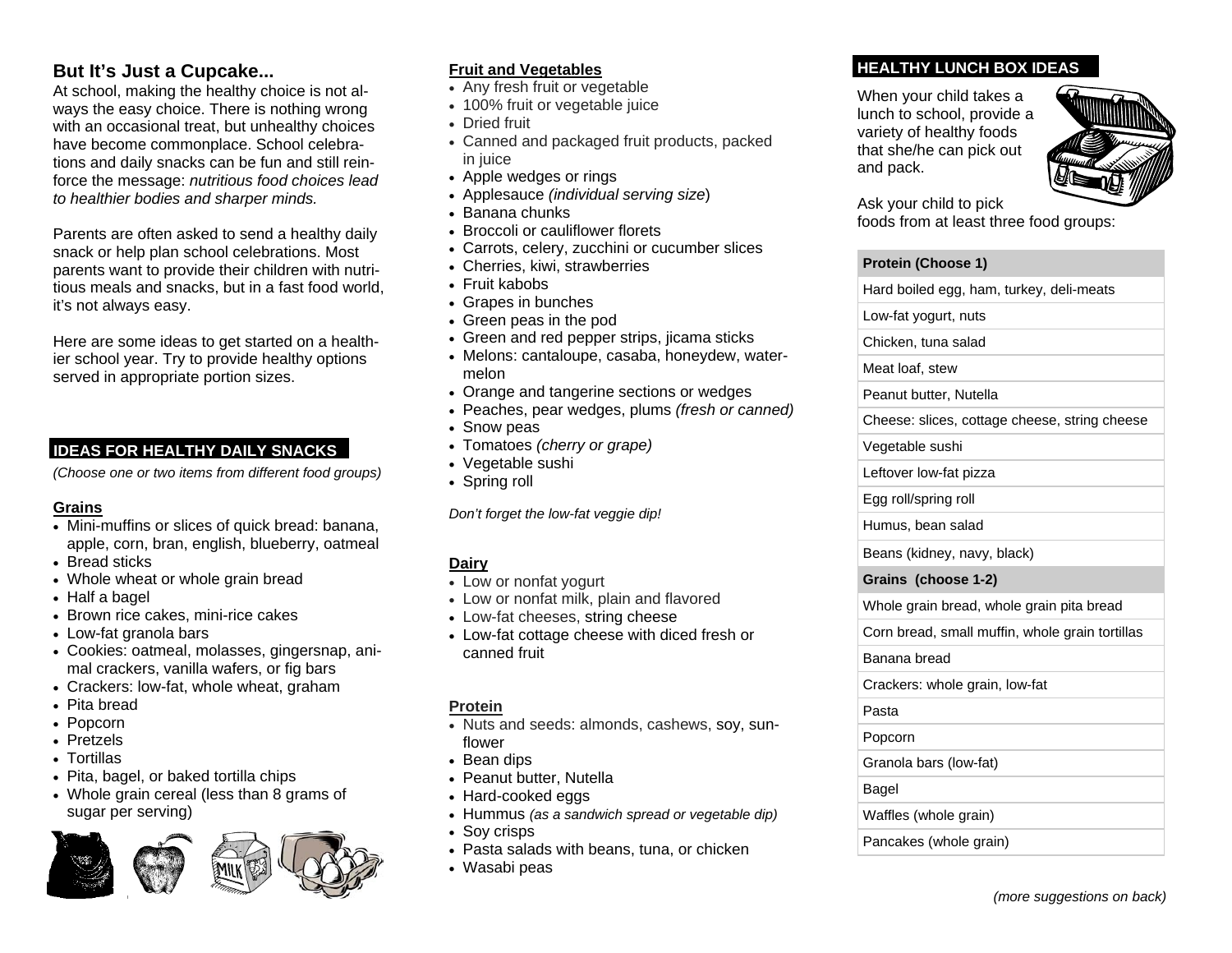## But It's Just a Cupcake...

At school, making the healthy choice is not always the easy choice. There is nothing wrong with an occasional treat, but unhealthy choices have become commonplace. School celebrations and daily snacks can be fun and still reinforce the message: *nutritious food choices lead to healthier bodies and sharper minds.*

Parents are often asked to send a healthy daily snack or help plan school celebrations. Most parents want to provide their children with nutritious meals and snacks, but in a fast food world, it's not always easy.

Here are some ideas to get started on a healthier school year. Try to provide healthy options served in appropriate portion sizes.

## IDEAS FOR HEALTHY DAILY SNACKS

*(Choose one or two items from different food groups)*

### Grains

- Mini-muffins or slices of quick bread: banana, apple, corn, bran, english, blueberry, oatmeal
- Bread sticks
- Whole wheat or whole grain bread
- Half a bagel
- Brown rice cakes, mini-rice cakes
- Low-fat granola bars
- Cookies: oatmeal, molasses, gingersnap, animal crackers, vanilla wafers, or fig bars
- Crackers: low-fat, whole wheat, graham
- Pita bread
- Popcorn
- Pretzels
- Tortillas
- Pita, bagel, or baked tortilla chips
- Whole grain cereal (less than 8 grams of sugar per serving)

### Fruit and Vegetables

- Any fresh fruit or vegetable
- 100% fruit or vegetable juice
- Dried fruit
- Canned and packaged fruit products, packed in juice
- Apple wedges or rings
- Applesauce *(individual serving size)*
- Banana chunks
- Broccoli or cauliflower florets
- Carrots, celery, zucchini or cucumber slices
- Cherries, kiwi, strawberries
- Fruit kabobs
- Grapes in bunches
- Green peas in the pod
- Green and red pepper strips, jicama sticks
- Melons: cantaloupe, casaba, honeydew, watermelon
- Orange and tangerine sections or wedges
- Peaches, pear wedges, plums *(fresh or canned)*
- Snow peas
- Tomatoes *(cherry or grape)*
- Vegetable sushi
- Spring roll

*Don't forget the low-fat veggie dip!*

### Dairy

- Low or nonfat yogurt
- Low or nonfat milk, plain and flavored
- Low-fat cheeses, string cheese
- Low-fat cottage cheese with diced fresh or canned fruit

### Protein

- Nuts and seeds: almonds, cashews, soy, sunflower
- Bean dips
- Peanut butter, Nutella
- Hard-cooked eggs
- Hummus *(as a sandwich spread or vegetable dip)*
- Soy crisps
- Pasta salads with beans, tuna, or chicken
- Wasabi peas

## HEALTHY LUNCH BOX IDEAS

When your child takes a lunch to school, provide a variety of healthy foods that she/he can pick out and pack.

Ask your child to pick foods from at least three food groups:

| **Protein (Choose 1)** |
|---|
| Hard boiled egg, ham, turkey, deli-meats |
| Low-fat yogurt, nuts |
| Chicken, tuna salad |
| Meat loaf, stew |
| Peanut butter, Nutella |
| Cheese: slices, cottage cheese, string cheese |
| Vegetable sushi |
| Leftover low-fat pizza |
| Egg roll/spring roll |
| Humus, bean salad |
| Beans (kidney, navy, black) |
| **Grains (choose 1-2)** |
| Whole grain bread, whole grain pita bread |
| Corn bread, small muffin, whole grain tortillas |
| Banana bread |
| Crackers: whole grain, low-fat |
| Pasta |
| Popcorn |
| Granola bars (low-fat) |
| Bagel |
| Waffles (whole grain) |
| Pancakes (whole grain) |

*(more suggestions on back)*